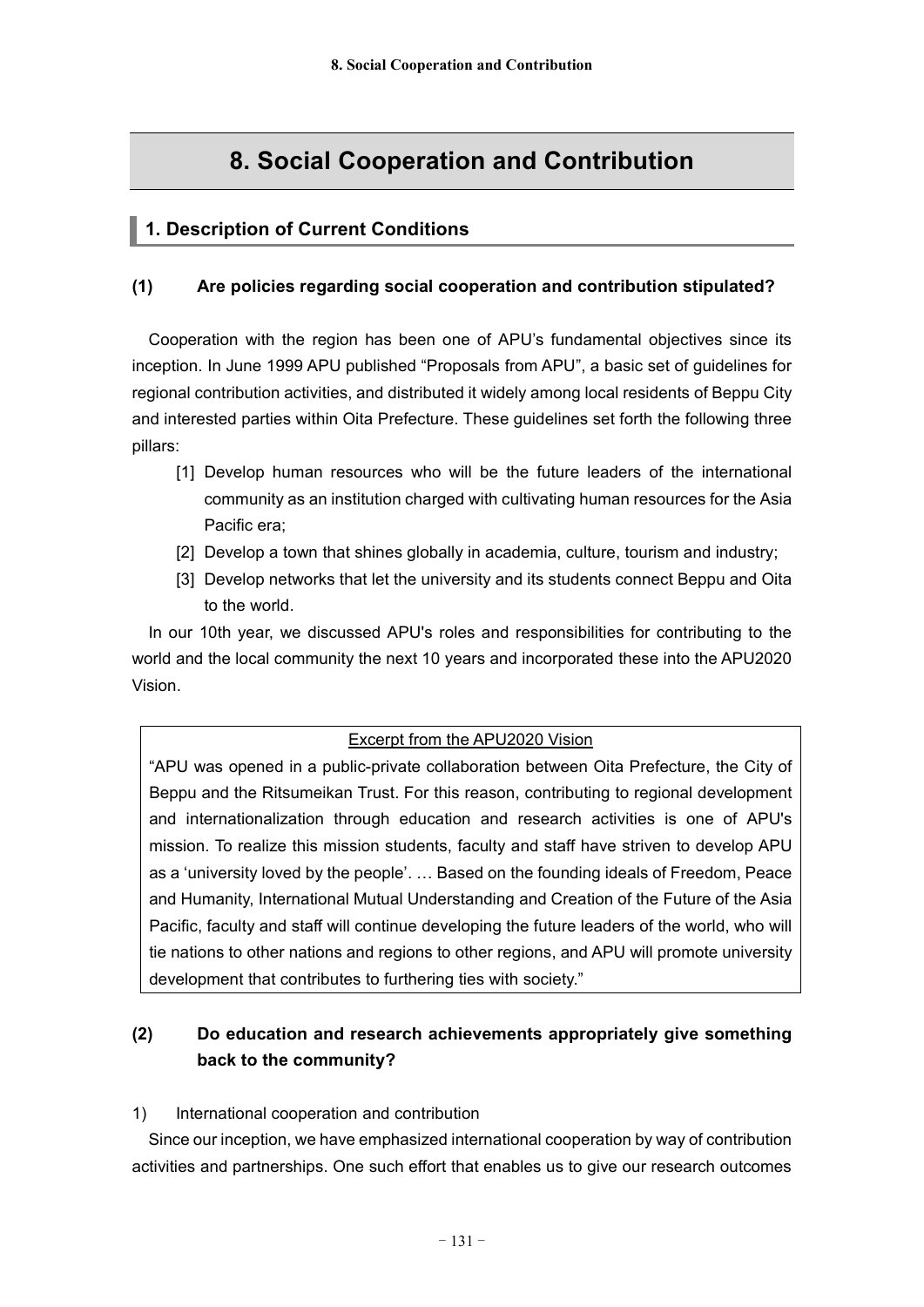# 8. Social Cooperation and Contribution

## 1. Description of Current Conditions

### (1) Are policies regarding social cooperation and contribution stipulated?

Cooperation with the region has been one of APU's fundamental objectives since its inception. In June 1999 APU published "Proposals from APU", a basic set of guidelines for regional contribution activities, and distributed it widely among local residents of Beppu City and interested parties within Oita Prefecture. These guidelines set forth the following three pillars:

[1] Develop human resources who will be the future leaders of the international community as an institution charged with cultivating human resources for the Asia Pacific era;

[2] Develop a town that shines globally in academia, culture, tourism and industry;

[3] Develop networks that let the university and its students connect Beppu and Oita to the world.

In our 10th year, we discussed APU's roles and responsibilities for contributing to the world and the local community the next 10 years and incorporated these into the APU2020 Vision.

> Excerpt from the APU2020 Vision
>
> "APU was opened in a public-private collaboration between Oita Prefecture, the City of Beppu and the Ritsumeikan Trust. For this reason, contributing to regional development and internationalization through education and research activities is one of APU's mission. To realize this mission students, faculty and staff have striven to develop APU as a 'university loved by the people'. … Based on the founding ideals of Freedom, Peace and Humanity, International Mutual Understanding and Creation of the Future of the Asia Pacific, faculty and staff will continue developing the future leaders of the world, who will tie nations to other nations and regions to other regions, and APU will promote university development that contributes to furthering ties with society."

### (2) Do education and research achievements appropriately give something back to the community?

1) International cooperation and contribution

Since our inception, we have emphasized international cooperation by way of contribution activities and partnerships. One such effort that enables us to give our research outcomes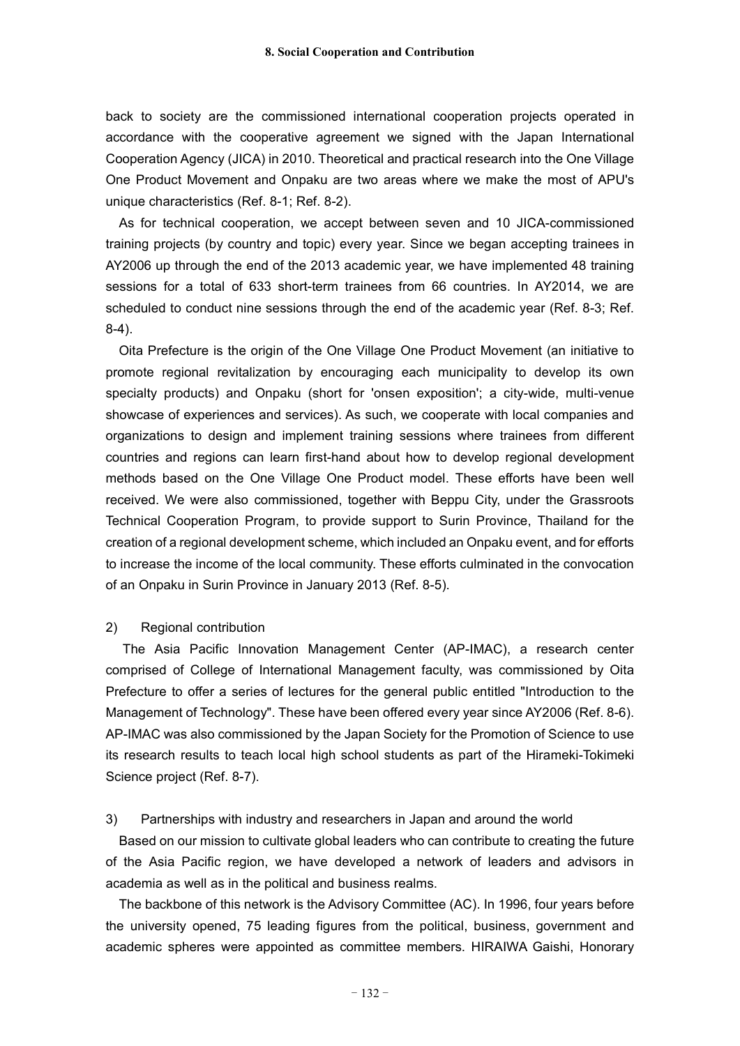back to society are the commissioned international cooperation projects operated in accordance with the cooperative agreement we signed with the Japan International Cooperation Agency (JICA) in 2010. Theoretical and practical research into the One Village One Product Movement and Onpaku are two areas where we make the most of APU's unique characteristics (Ref. 8-1; Ref. 8-2).

As for technical cooperation, we accept between seven and 10 JICA-commissioned training projects (by country and topic) every year. Since we began accepting trainees in AY2006 up through the end of the 2013 academic year, we have implemented 48 training sessions for a total of 633 short-term trainees from 66 countries. In AY2014, we are scheduled to conduct nine sessions through the end of the academic year (Ref. 8-3; Ref. 8-4).

Oita Prefecture is the origin of the One Village One Product Movement (an initiative to promote regional revitalization by encouraging each municipality to develop its own specialty products) and Onpaku (short for 'onsen exposition'; a city-wide, multi-venue showcase of experiences and services). As such, we cooperate with local companies and organizations to design and implement training sessions where trainees from different countries and regions can learn first-hand about how to develop regional development methods based on the One Village One Product model. These efforts have been well received. We were also commissioned, together with Beppu City, under the Grassroots Technical Cooperation Program, to provide support to Surin Province, Thailand for the creation of a regional development scheme, which included an Onpaku event, and for efforts to increase the income of the local community. These efforts culminated in the convocation of an Onpaku in Surin Province in January 2013 (Ref. 8-5).

2) Regional contribution

The Asia Pacific Innovation Management Center (AP-IMAC), a research center comprised of College of International Management faculty, was commissioned by Oita Prefecture to offer a series of lectures for the general public entitled "Introduction to the Management of Technology". These have been offered every year since AY2006 (Ref. 8-6). AP-IMAC was also commissioned by the Japan Society for the Promotion of Science to use its research results to teach local high school students as part of the Hirameki-Tokimeki Science project (Ref. 8-7).

3) Partnerships with industry and researchers in Japan and around the world

Based on our mission to cultivate global leaders who can contribute to creating the future of the Asia Pacific region, we have developed a network of leaders and advisors in academia as well as in the political and business realms.

The backbone of this network is the Advisory Committee (AC). In 1996, four years before the university opened, 75 leading figures from the political, business, government and academic spheres were appointed as committee members. HIRAIWA Gaishi, Honorary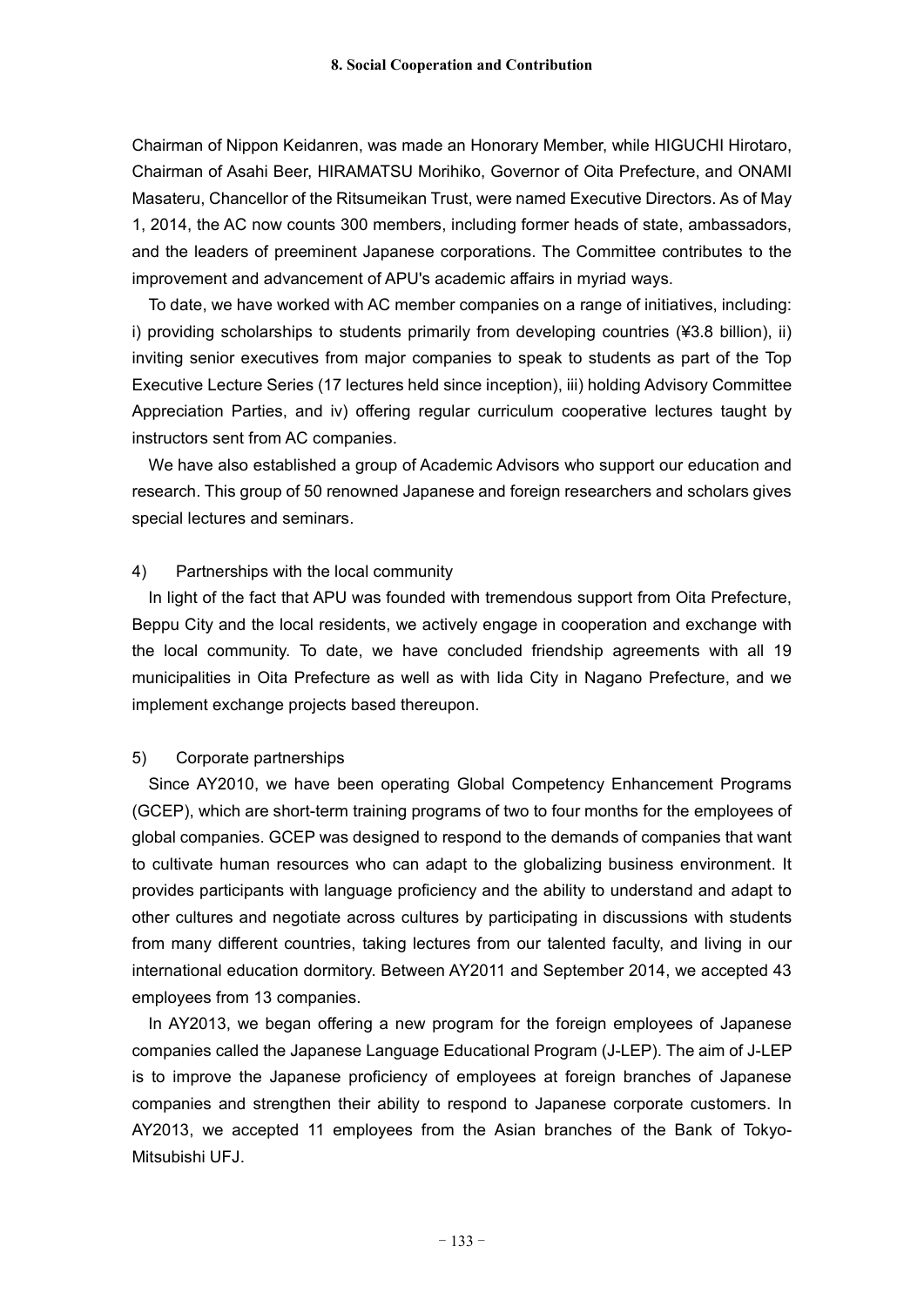Chairman of Nippon Keidanren, was made an Honorary Member, while HIGUCHI Hirotaro, Chairman of Asahi Beer, HIRAMATSU Morihiko, Governor of Oita Prefecture, and ONAMI Masateru, Chancellor of the Ritsumeikan Trust, were named Executive Directors. As of May 1, 2014, the AC now counts 300 members, including former heads of state, ambassadors, and the leaders of preeminent Japanese corporations. The Committee contributes to the improvement and advancement of APU's academic affairs in myriad ways.

To date, we have worked with AC member companies on a range of initiatives, including: i) providing scholarships to students primarily from developing countries (¥3.8 billion), ii) inviting senior executives from major companies to speak to students as part of the Top Executive Lecture Series (17 lectures held since inception), iii) holding Advisory Committee Appreciation Parties, and iv) offering regular curriculum cooperative lectures taught by instructors sent from AC companies.

We have also established a group of Academic Advisors who support our education and research. This group of 50 renowned Japanese and foreign researchers and scholars gives special lectures and seminars.

4) Partnerships with the local community

In light of the fact that APU was founded with tremendous support from Oita Prefecture, Beppu City and the local residents, we actively engage in cooperation and exchange with the local community. To date, we have concluded friendship agreements with all 19 municipalities in Oita Prefecture as well as with Iida City in Nagano Prefecture, and we implement exchange projects based thereupon.

5) Corporate partnerships

Since AY2010, we have been operating Global Competency Enhancement Programs (GCEP), which are short-term training programs of two to four months for the employees of global companies. GCEP was designed to respond to the demands of companies that want to cultivate human resources who can adapt to the globalizing business environment. It provides participants with language proficiency and the ability to understand and adapt to other cultures and negotiate across cultures by participating in discussions with students from many different countries, taking lectures from our talented faculty, and living in our international education dormitory. Between AY2011 and September 2014, we accepted 43 employees from 13 companies.

In AY2013, we began offering a new program for the foreign employees of Japanese companies called the Japanese Language Educational Program (J-LEP). The aim of J-LEP is to improve the Japanese proficiency of employees at foreign branches of Japanese companies and strengthen their ability to respond to Japanese corporate customers. In AY2013, we accepted 11 employees from the Asian branches of the Bank of Tokyo-Mitsubishi UFJ.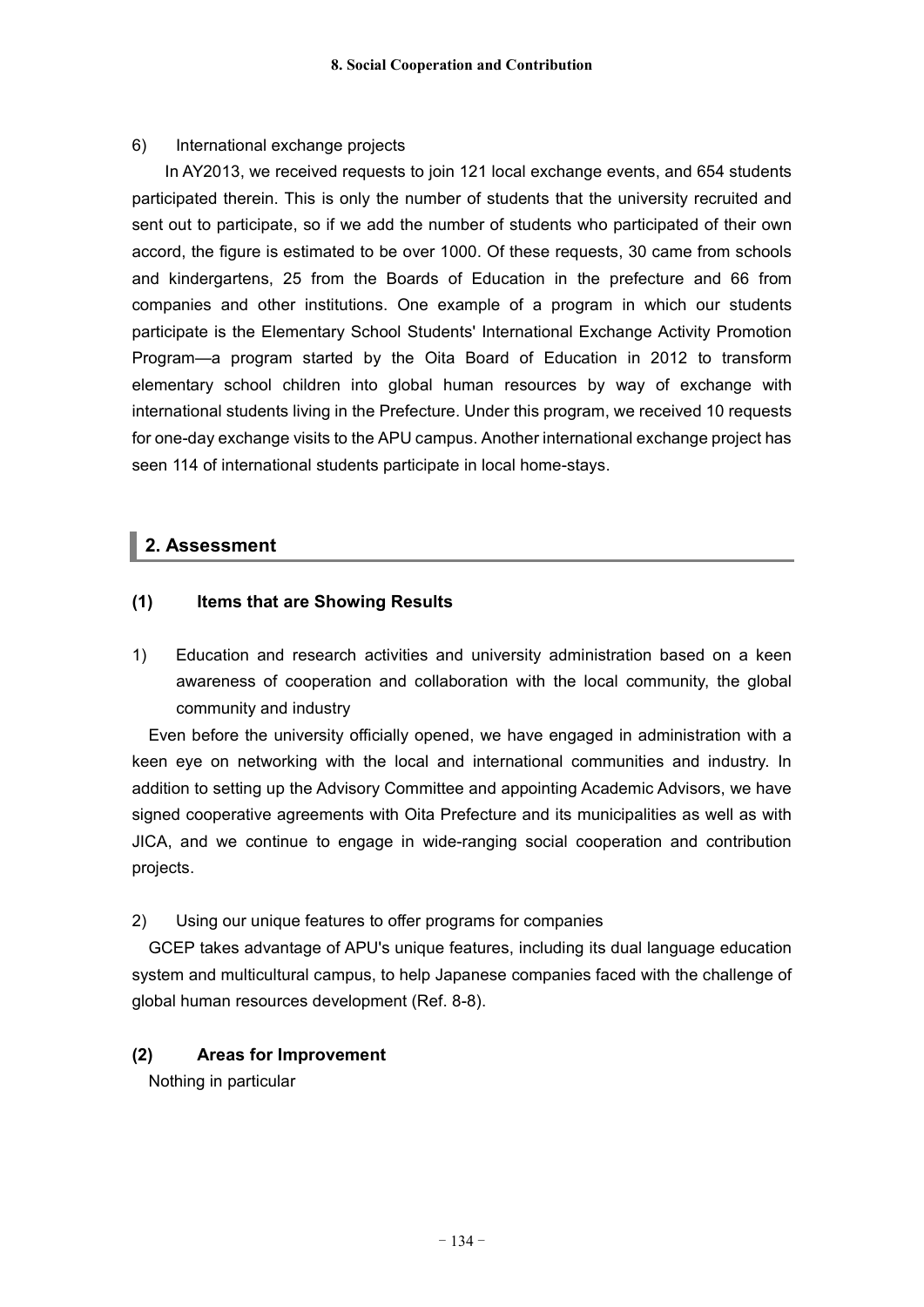6) International exchange projects

In AY2013, we received requests to join 121 local exchange events, and 654 students participated therein. This is only the number of students that the university recruited and sent out to participate, so if we add the number of students who participated of their own accord, the figure is estimated to be over 1000. Of these requests, 30 came from schools and kindergartens, 25 from the Boards of Education in the prefecture and 66 from companies and other institutions. One example of a program in which our students participate is the Elementary School Students' International Exchange Activity Promotion Program—a program started by the Oita Board of Education in 2012 to transform elementary school children into global human resources by way of exchange with international students living in the Prefecture. Under this program, we received 10 requests for one-day exchange visits to the APU campus. Another international exchange project has seen 114 of international students participate in local home-stays.

## 2. Assessment

### (1) Items that are Showing Results

1) Education and research activities and university administration based on a keen awareness of cooperation and collaboration with the local community, the global community and industry

Even before the university officially opened, we have engaged in administration with a keen eye on networking with the local and international communities and industry. In addition to setting up the Advisory Committee and appointing Academic Advisors, we have signed cooperative agreements with Oita Prefecture and its municipalities as well as with JICA, and we continue to engage in wide-ranging social cooperation and contribution projects.

2) Using our unique features to offer programs for companies

GCEP takes advantage of APU's unique features, including its dual language education system and multicultural campus, to help Japanese companies faced with the challenge of global human resources development (Ref. 8-8).

### (2) Areas for Improvement

Nothing in particular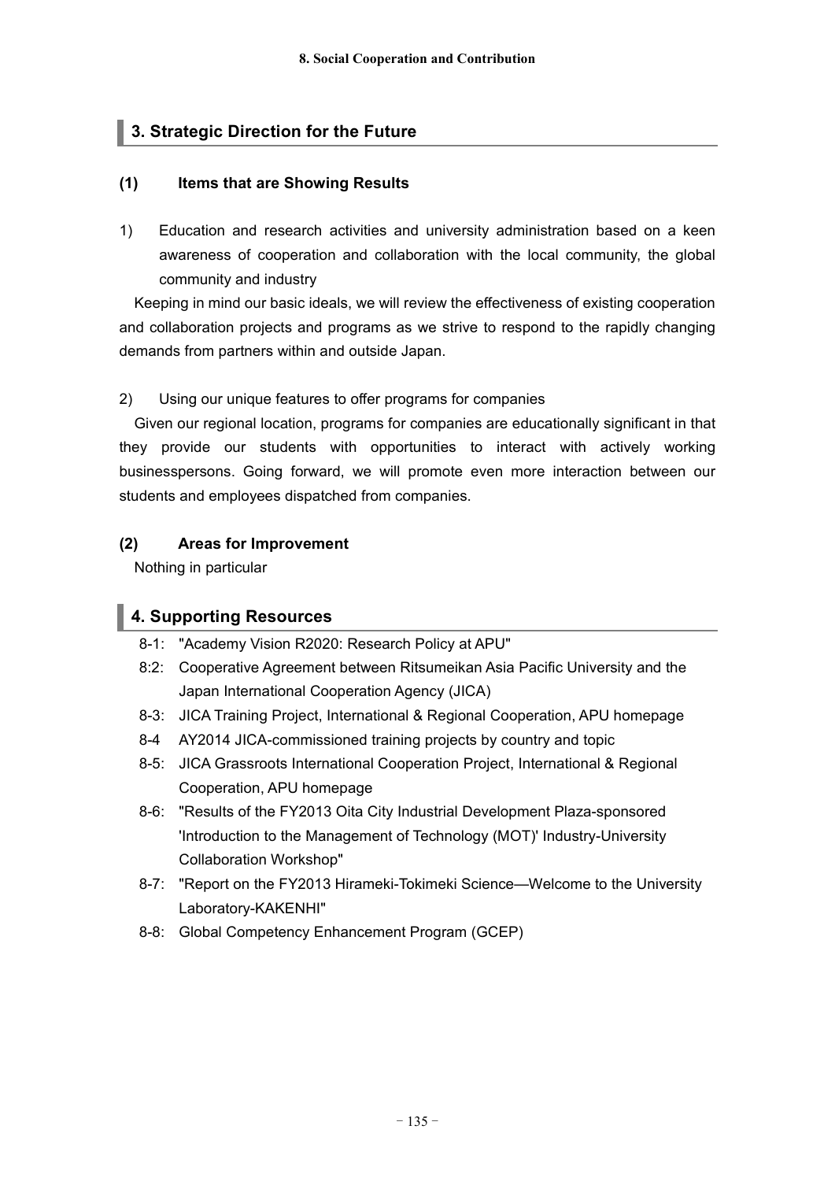## 3. Strategic Direction for the Future

### (1) Items that are Showing Results

1) Education and research activities and university administration based on a keen awareness of cooperation and collaboration with the local community, the global community and industry

Keeping in mind our basic ideals, we will review the effectiveness of existing cooperation and collaboration projects and programs as we strive to respond to the rapidly changing demands from partners within and outside Japan.

2) Using our unique features to offer programs for companies

Given our regional location, programs for companies are educationally significant in that they provide our students with opportunities to interact with actively working businesspersons. Going forward, we will promote even more interaction between our students and employees dispatched from companies.

### (2) Areas for Improvement

Nothing in particular

## 4. Supporting Resources

- 8-1: "Academy Vision R2020: Research Policy at APU"
- 8:2: Cooperative Agreement between Ritsumeikan Asia Pacific University and the Japan International Cooperation Agency (JICA)
- 8-3: JICA Training Project, International & Regional Cooperation, APU homepage
- 8-4 AY2014 JICA-commissioned training projects by country and topic
- 8-5: JICA Grassroots International Cooperation Project, International & Regional Cooperation, APU homepage
- 8-6: "Results of the FY2013 Oita City Industrial Development Plaza-sponsored 'Introduction to the Management of Technology (MOT)' Industry-University Collaboration Workshop"
- 8-7: "Report on the FY2013 Hirameki-Tokimeki Science—Welcome to the University Laboratory-KAKENHI"
- 8-8: Global Competency Enhancement Program (GCEP)